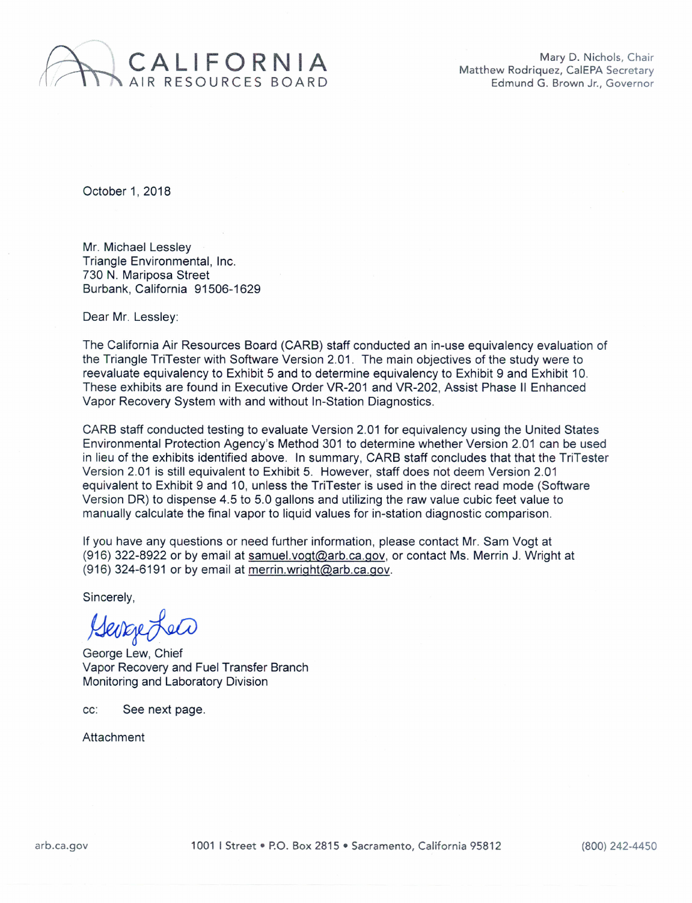CALIFORNIA
AIR RESOURCES BOARD

Mary D. Nichols, Chair
Matthew Rodriquez, CalEPA Secretary
Edmund G. Brown Jr., Governor

October 1, 2018

Mr. Michael Lessley
Triangle Environmental, Inc.
730 N. Mariposa Street
Burbank, California 91506-1629

Dear Mr. Lessley:

The California Air Resources Board (CARB) staff conducted an in-use equivalency evaluation of the Triangle TriTester with Software Version 2.01. The main objectives of the study were to reevaluate equivalency to Exhibit 5 and to determine equivalency to Exhibit 9 and Exhibit 10. These exhibits are found in Executive Order VR-201 and VR-202, Assist Phase II Enhanced Vapor Recovery System with and without In-Station Diagnostics.

CARB staff conducted testing to evaluate Version 2.01 for equivalency using the United States Environmental Protection Agency's Method 301 to determine whether Version 2.01 can be used in lieu of the exhibits identified above. In summary, CARB staff concludes that that the TriTester Version 2.01 is still equivalent to Exhibit 5. However, staff does not deem Version 2.01 equivalent to Exhibit 9 and 10, unless the TriTester is used in the direct read mode (Software Version DR) to dispense 4.5 to 5.0 gallons and utilizing the raw value cubic feet value to manually calculate the final vapor to liquid values for in-station diagnostic comparison.

If you have any questions or need further information, please contact Mr. Sam Vogt at (916) 322-8922 or by email at samuel.vogt@arb.ca.gov, or contact Ms. Merrin J. Wright at (916) 324-6191 or by email at merrin.wright@arb.ca.gov.

Sincerely,

George Lew, Chief
Vapor Recovery and Fuel Transfer Branch
Monitoring and Laboratory Division

cc: See next page.

Attachment

arb.ca.gov 1001 I Street • P.O. Box 2815 • Sacramento, California 95812 (800) 242-4450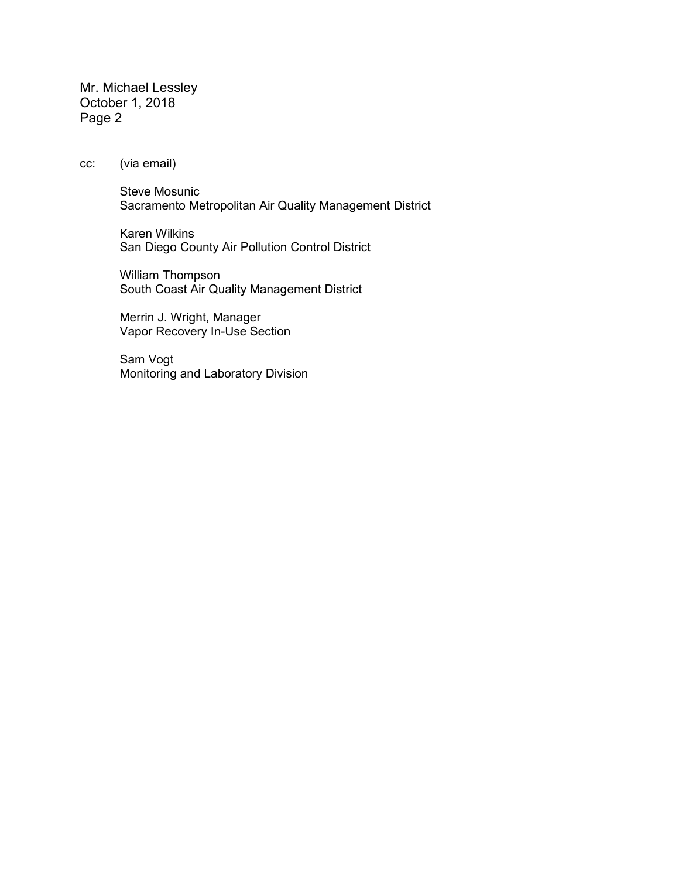Mr. Michael Lessley
October 1, 2018
Page 2

cc: (via email)

Steve Mosunic
Sacramento Metropolitan Air Quality Management District

Karen Wilkins
San Diego County Air Pollution Control District

William Thompson
South Coast Air Quality Management District

Merrin J. Wright, Manager
Vapor Recovery In-Use Section

Sam Vogt
Monitoring and Laboratory Division